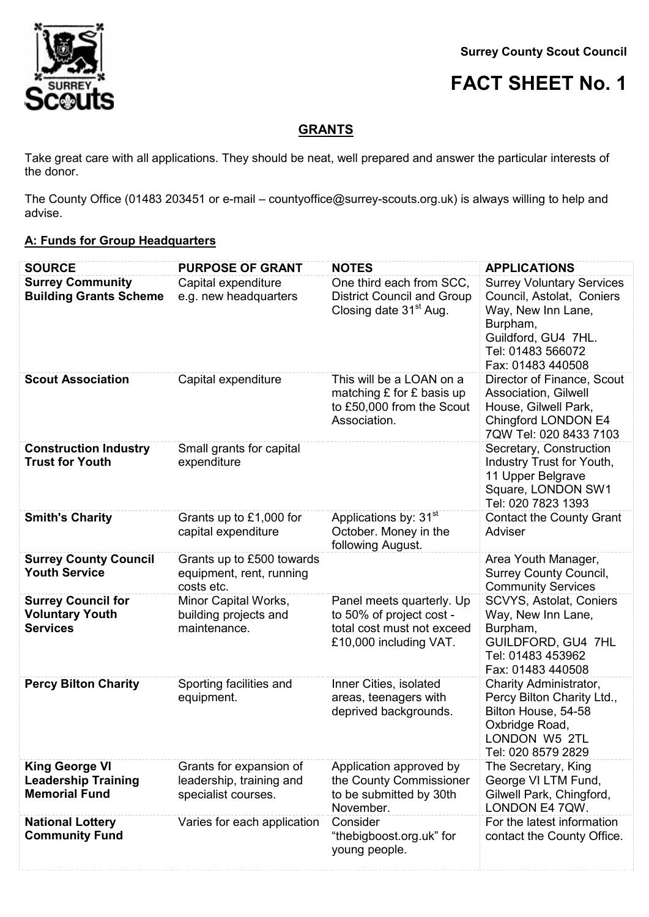Surrey County Scout Council

# FACT SHEET No. 1

## GRANTS

Take great care with all applications. They should be neat, well prepared and answer the particular interests of the donor.

The County Office (01483 203451 or e-mail – countyoffice@surrey-scouts.org.uk) is always willing to help and advise.

### A: Funds for Group Headquarters

| SOURCE | PURPOSE OF GRANT | NOTES | APPLICATIONS |
|---|---|---|---|
| **Surrey Community Building Grants Scheme** | Capital expenditure e.g. new headquarters | One third each from SCC, District Council and Group Closing date 31st Aug. | Surrey Voluntary Services Council, Astolat, Coniers Way, New Inn Lane, Burpham, Guildford, GU4 7HL. Tel: 01483 566072 Fax: 01483 440508 |
| **Scout Association** | Capital expenditure | This will be a LOAN on a matching £ for £ basis up to £50,000 from the Scout Association. | Director of Finance, Scout Association, Gilwell House, Gilwell Park, Chingford LONDON E4 7QW Tel: 020 8433 7103 |
| **Construction Industry Trust for Youth** | Small grants for capital expenditure | | Secretary, Construction Industry Trust for Youth, 11 Upper Belgrave Square, LONDON SW1 Tel: 020 7823 1393 |
| **Smith's Charity** | Grants up to £1,000 for capital expenditure | Applications by: 31st October. Money in the following August. | Contact the County Grant Adviser |
| **Surrey County Council Youth Service** | Grants up to £500 towards equipment, rent, running costs etc. | | Area Youth Manager, Surrey County Council, Community Services |
| **Surrey Council for Voluntary Youth Services** | Minor Capital Works, building projects and maintenance. | Panel meets quarterly. Up to 50% of project cost - total cost must not exceed £10,000 including VAT. | SCVYS, Astolat, Coniers Way, New Inn Lane, Burpham, GUILDFORD, GU4 7HL Tel: 01483 453962 Fax: 01483 440508 |
| **Percy Bilton Charity** | Sporting facilities and equipment. | Inner Cities, isolated areas, teenagers with deprived backgrounds. | Charity Administrator, Percy Bilton Charity Ltd., Bilton House, 54-58 Oxbridge Road, LONDON W5 2TL Tel: 020 8579 2829 |
| **King George VI Leadership Training Memorial Fund** | Grants for expansion of leadership, training and specialist courses. | Application approved by the County Commissioner to be submitted by 30th November. | The Secretary, King George VI LTM Fund, Gilwell Park, Chingford, LONDON E4 7QW. |
| **National Lottery Community Fund** | Varies for each application | Consider "thebigboost.org.uk" for young people. | For the latest information contact the County Office. |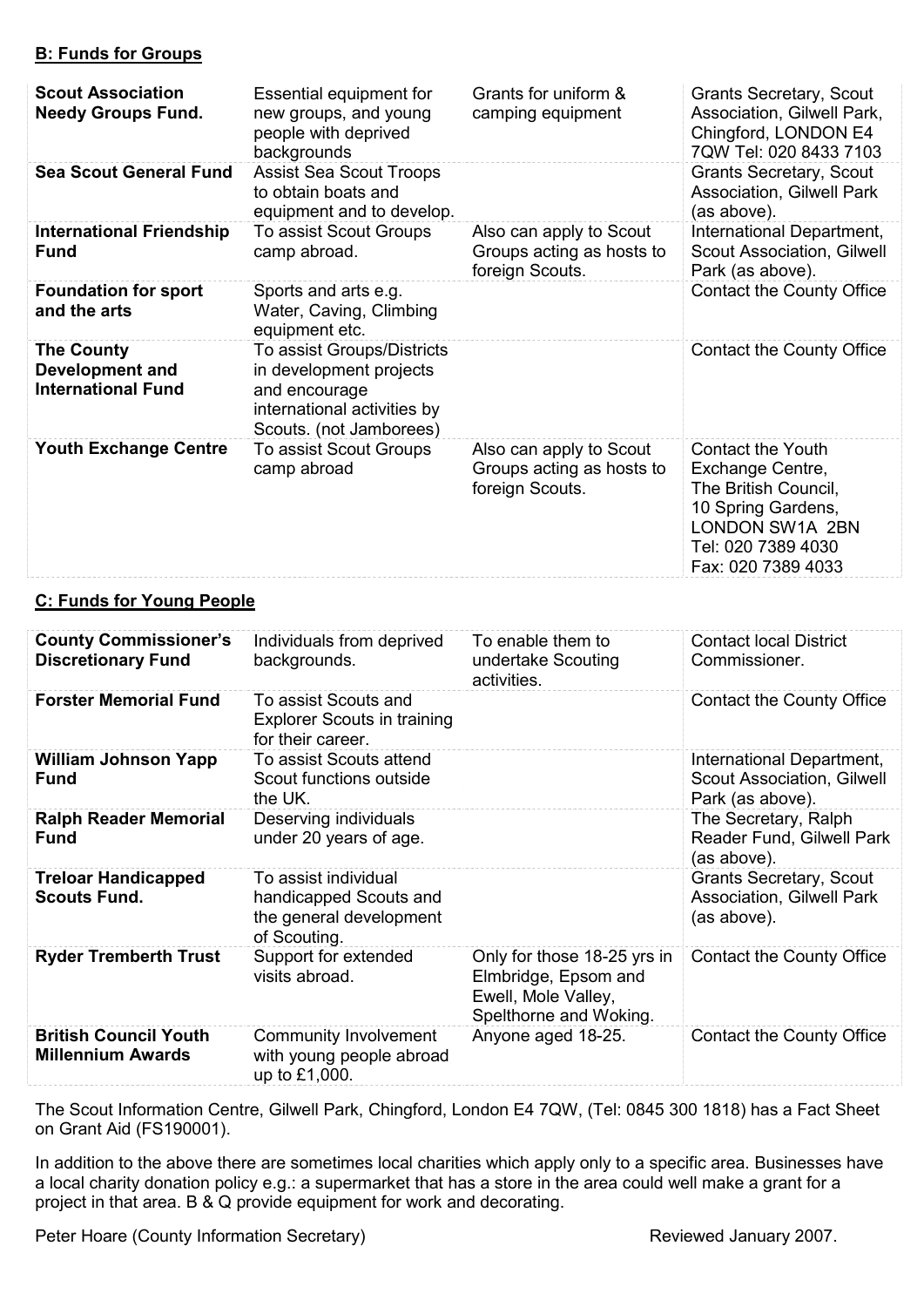**B: Funds for Groups**

| | | | |
|---|---|---|---|
| **Scout Association Needy Groups Fund.** | Essential equipment for new groups, and young people with deprived backgrounds | Grants for uniform & camping equipment | Grants Secretary, Scout Association, Gilwell Park, Chingford, LONDON E4 7QW Tel: 020 8433 7103 |
| **Sea Scout General Fund** | Assist Sea Scout Troops to obtain boats and equipment and to develop. | | Grants Secretary, Scout Association, Gilwell Park (as above). |
| **International Friendship Fund** | To assist Scout Groups camp abroad. | Also can apply to Scout Groups acting as hosts to foreign Scouts. | International Department, Scout Association, Gilwell Park (as above). |
| **Foundation for sport and the arts** | Sports and arts e.g. Water, Caving, Climbing equipment etc. | | Contact the County Office |
| **The County Development and International Fund** | To assist Groups/Districts in development projects and encourage international activities by Scouts. (not Jamborees) | | Contact the County Office |
| **Youth Exchange Centre** | To assist Scout Groups camp abroad | Also can apply to Scout Groups acting as hosts to foreign Scouts. | Contact the Youth Exchange Centre, The British Council, 10 Spring Gardens, LONDON SW1A 2BN Tel: 020 7389 4030 Fax: 020 7389 4033 |

**C: Funds for Young People**

| | | | |
|---|---|---|---|
| **County Commissioner's Discretionary Fund** | Individuals from deprived backgrounds. | To enable them to undertake Scouting activities. | Contact local District Commissioner. |
| **Forster Memorial Fund** | To assist Scouts and Explorer Scouts in training for their career. | | Contact the County Office |
| **William Johnson Yapp Fund** | To assist Scouts attend Scout functions outside the UK. | | International Department, Scout Association, Gilwell Park (as above). |
| **Ralph Reader Memorial Fund** | Deserving individuals under 20 years of age. | | The Secretary, Ralph Reader Fund, Gilwell Park (as above). |
| **Treloar Handicapped Scouts Fund.** | To assist individual handicapped Scouts and the general development of Scouting. | | Grants Secretary, Scout Association, Gilwell Park (as above). |
| **Ryder Tremberth Trust** | Support for extended visits abroad. | Only for those 18-25 yrs in Elmbridge, Epsom and Ewell, Mole Valley, Spelthorne and Woking. | Contact the County Office |
| **British Council Youth Millennium Awards** | Community Involvement with young people abroad up to £1,000. | Anyone aged 18-25. | Contact the County Office |

The Scout Information Centre, Gilwell Park, Chingford, London E4 7QW, (Tel: 0845 300 1818) has a Fact Sheet on Grant Aid (FS190001).

In addition to the above there are sometimes local charities which apply only to a specific area. Businesses have a local charity donation policy e.g.: a supermarket that has a store in the area could well make a grant for a project in that area. B & Q provide equipment for work and decorating.

Peter Hoare (County Information Secretary) Reviewed January 2007.